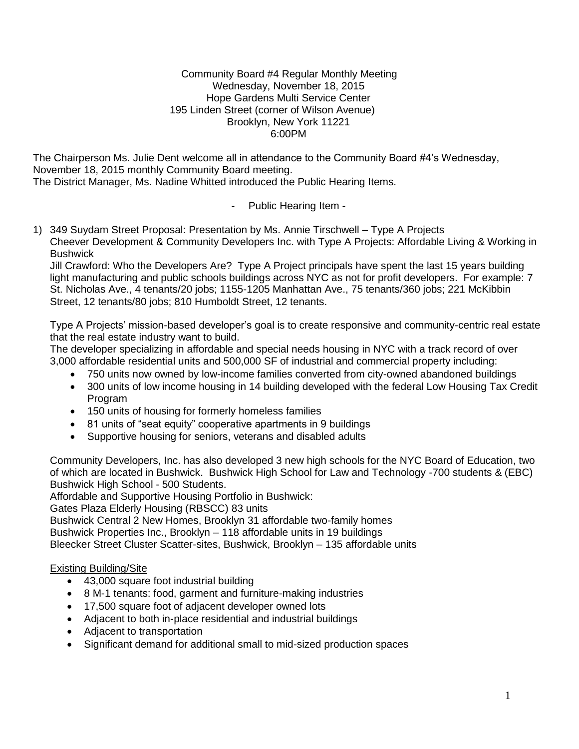Community Board #4 Regular Monthly Meeting
Wednesday, November 18, 2015
Hope Gardens Multi Service Center
195 Linden Street (corner of Wilson Avenue)
Brooklyn, New York 11221
6:00PM

The Chairperson Ms. Julie Dent welcome all in attendance to the Community Board #4's Wednesday, November 18, 2015 monthly Community Board meeting.
The District Manager, Ms. Nadine Whitted introduced the Public Hearing Items.

- Public Hearing Item -

1) 349 Suydam Street Proposal: Presentation by Ms. Annie Tirschwell – Type A Projects
   Cheever Development & Community Developers Inc. with Type A Projects: Affordable Living & Working in Bushwick
   Jill Crawford: Who the Developers Are? Type A Project principals have spent the last 15 years building light manufacturing and public schools buildings across NYC as not for profit developers. For example: 7 St. Nicholas Ave., 4 tenants/20 jobs; 1155-1205 Manhattan Ave., 75 tenants/360 jobs; 221 McKibbin Street, 12 tenants/80 jobs; 810 Humboldt Street, 12 tenants.

   Type A Projects' mission-based developer's goal is to create responsive and community-centric real estate that the real estate industry want to build.
   The developer specializing in affordable and special needs housing in NYC with a track record of over 3,000 affordable residential units and 500,000 SF of industrial and commercial property including:
   - 750 units now owned by low-income families converted from city-owned abandoned buildings
   - 300 units of low income housing in 14 building developed with the federal Low Housing Tax Credit Program
   - 150 units of housing for formerly homeless families
   - 81 units of "seat equity" cooperative apartments in 9 buildings
   - Supportive housing for seniors, veterans and disabled adults

   Community Developers, Inc. has also developed 3 new high schools for the NYC Board of Education, two of which are located in Bushwick. Bushwick High School for Law and Technology -700 students & (EBC) Bushwick High School - 500 Students.
   Affordable and Supportive Housing Portfolio in Bushwick:
   Gates Plaza Elderly Housing (RBSCC) 83 units
   Bushwick Central 2 New Homes, Brooklyn 31 affordable two-family homes
   Bushwick Properties Inc., Brooklyn – 118 affordable units in 19 buildings
   Bleecker Street Cluster Scatter-sites, Bushwick, Brooklyn – 135 affordable units

   <u>Existing Building/Site</u>
   - 43,000 square foot industrial building
   - 8 M-1 tenants: food, garment and furniture-making industries
   - 17,500 square foot of adjacent developer owned lots
   - Adjacent to both in-place residential and industrial buildings
   - Adjacent to transportation
   - Significant demand for additional small to mid-sized production spaces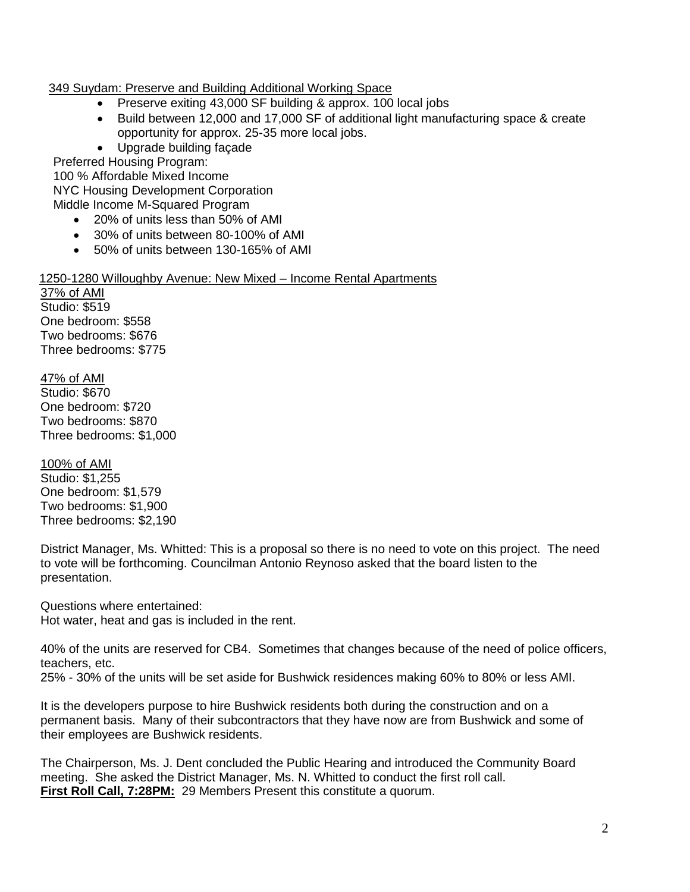349 Suydam: Preserve and Building Additional Working Space

- Preserve exiting 43,000 SF building & approx. 100 local jobs
- Build between 12,000 and 17,000 SF of additional light manufacturing space & create opportunity for approx. 25-35 more local jobs.
- Upgrade building façade

Preferred Housing Program:
100 % Affordable Mixed Income
NYC Housing Development Corporation
Middle Income M-Squared Program

- 20% of units less than 50% of AMI
- 30% of units between 80-100% of AMI
- 50% of units between 130-165% of AMI

1250-1280 Willoughby Avenue: New Mixed – Income Rental Apartments

37% of AMI
Studio: $519
One bedroom: $558
Two bedrooms: $676
Three bedrooms: $775

47% of AMI
Studio: $670
One bedroom: $720
Two bedrooms: $870
Three bedrooms: $1,000

100% of AMI
Studio: $1,255
One bedroom: $1,579
Two bedrooms: $1,900
Three bedrooms: $2,190

District Manager, Ms. Whitted: This is a proposal so there is no need to vote on this project. The need to vote will be forthcoming. Councilman Antonio Reynoso asked that the board listen to the presentation.

Questions where entertained:
Hot water, heat and gas is included in the rent.

40% of the units are reserved for CB4. Sometimes that changes because of the need of police officers, teachers, etc.
25% - 30% of the units will be set aside for Bushwick residences making 60% to 80% or less AMI.

It is the developers purpose to hire Bushwick residents both during the construction and on a permanent basis. Many of their subcontractors that they have now are from Bushwick and some of their employees are Bushwick residents.

The Chairperson, Ms. J. Dent concluded the Public Hearing and introduced the Community Board meeting. She asked the District Manager, Ms. N. Whitted to conduct the first roll call.
**First Roll Call, 7:28PM:** 29 Members Present this constitute a quorum.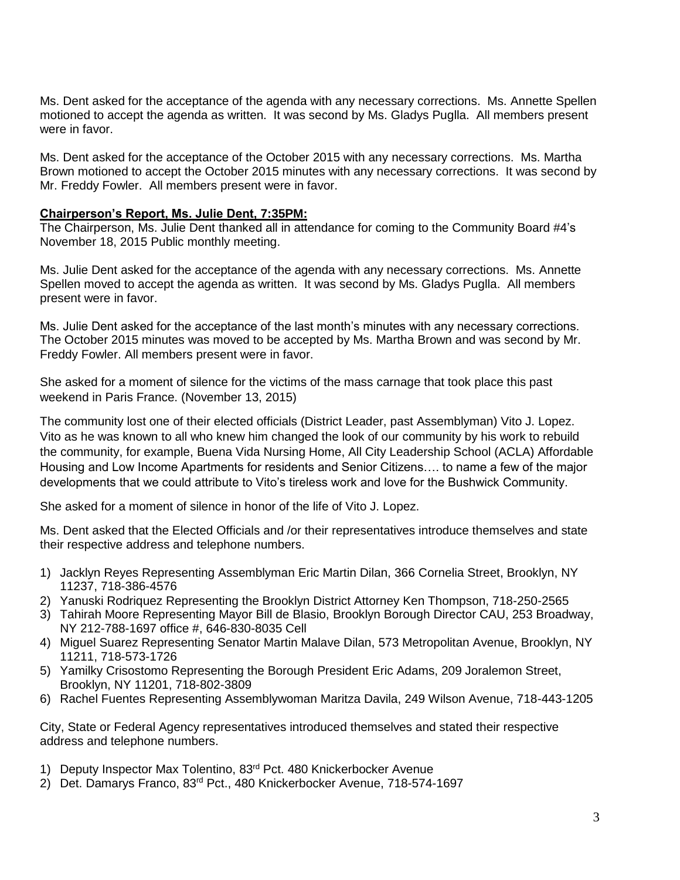Ms. Dent asked for the acceptance of the agenda with any necessary corrections. Ms. Annette Spellen motioned to accept the agenda as written. It was second by Ms. Gladys Puglla. All members present were in favor.

Ms. Dent asked for the acceptance of the October 2015 with any necessary corrections. Ms. Martha Brown motioned to accept the October 2015 minutes with any necessary corrections. It was second by Mr. Freddy Fowler. All members present were in favor.

**Chairperson's Report, Ms. Julie Dent, 7:35PM:**

The Chairperson, Ms. Julie Dent thanked all in attendance for coming to the Community Board #4's November 18, 2015 Public monthly meeting.

Ms. Julie Dent asked for the acceptance of the agenda with any necessary corrections. Ms. Annette Spellen moved to accept the agenda as written. It was second by Ms. Gladys Puglla. All members present were in favor.

Ms. Julie Dent asked for the acceptance of the last month's minutes with any necessary corrections. The October 2015 minutes was moved to be accepted by Ms. Martha Brown and was second by Mr. Freddy Fowler. All members present were in favor.

She asked for a moment of silence for the victims of the mass carnage that took place this past weekend in Paris France. (November 13, 2015)

The community lost one of their elected officials (District Leader, past Assemblyman) Vito J. Lopez. Vito as he was known to all who knew him changed the look of our community by his work to rebuild the community, for example, Buena Vida Nursing Home, All City Leadership School (ACLA) Affordable Housing and Low Income Apartments for residents and Senior Citizens…. to name a few of the major developments that we could attribute to Vito's tireless work and love for the Bushwick Community.

She asked for a moment of silence in honor of the life of Vito J. Lopez.

Ms. Dent asked that the Elected Officials and /or their representatives introduce themselves and state their respective address and telephone numbers.

1) Jacklyn Reyes Representing Assemblyman Eric Martin Dilan, 366 Cornelia Street, Brooklyn, NY 11237, 718-386-4576
2) Yanuski Rodriquez Representing the Brooklyn District Attorney Ken Thompson, 718-250-2565
3) Tahirah Moore Representing Mayor Bill de Blasio, Brooklyn Borough Director CAU, 253 Broadway, NY 212-788-1697 office #, 646-830-8035 Cell
4) Miguel Suarez Representing Senator Martin Malave Dilan, 573 Metropolitan Avenue, Brooklyn, NY 11211, 718-573-1726
5) Yamilky Crisostomo Representing the Borough President Eric Adams, 209 Joralemon Street, Brooklyn, NY 11201, 718-802-3809
6) Rachel Fuentes Representing Assemblywoman Maritza Davila, 249 Wilson Avenue, 718-443-1205

City, State or Federal Agency representatives introduced themselves and stated their respective address and telephone numbers.

1) Deputy Inspector Max Tolentino, 83rd Pct. 480 Knickerbocker Avenue
2) Det. Damarys Franco, 83rd Pct., 480 Knickerbocker Avenue, 718-574-1697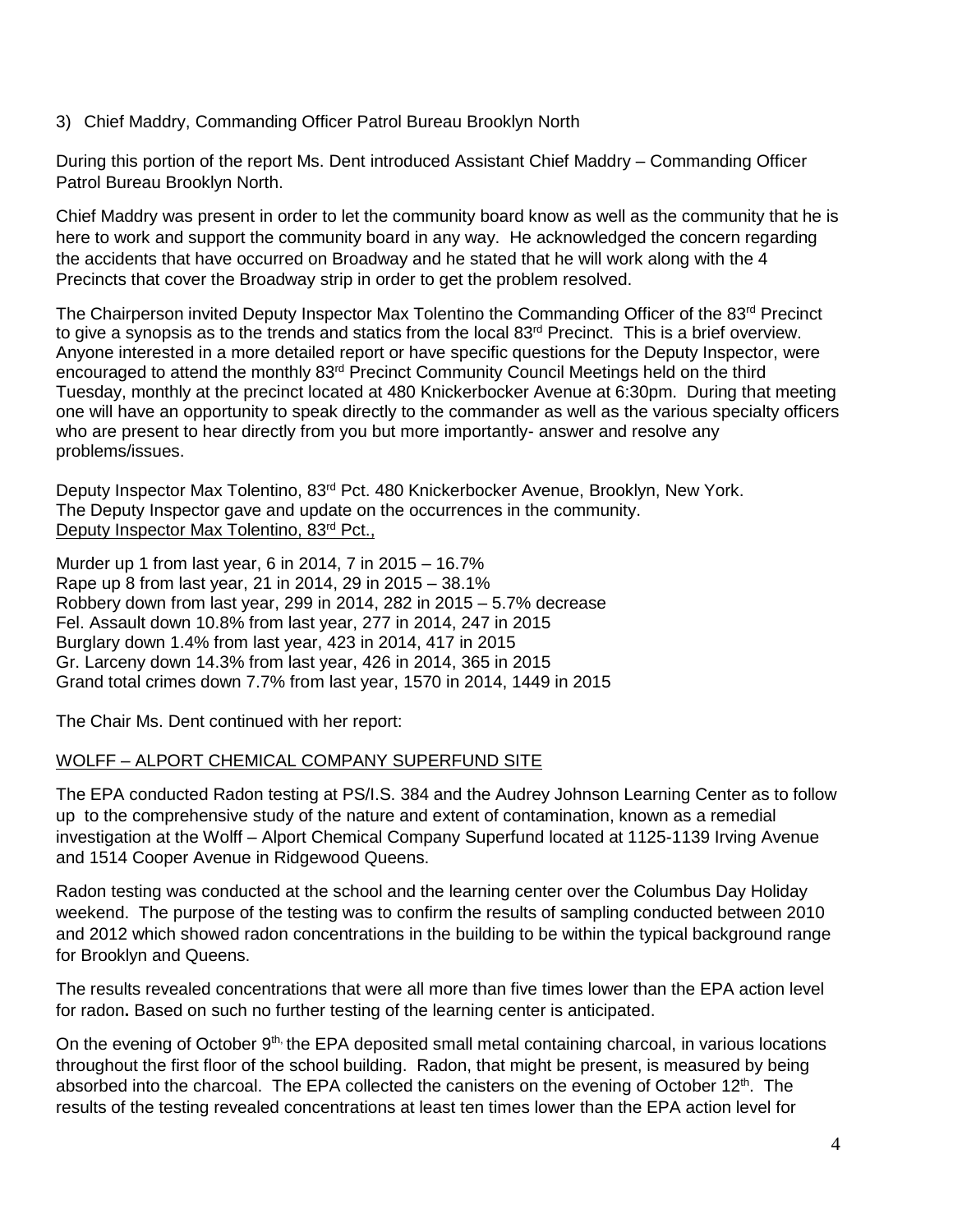3) Chief Maddry, Commanding Officer Patrol Bureau Brooklyn North

During this portion of the report Ms. Dent introduced Assistant Chief Maddry – Commanding Officer Patrol Bureau Brooklyn North.

Chief Maddry was present in order to let the community board know as well as the community that he is here to work and support the community board in any way. He acknowledged the concern regarding the accidents that have occurred on Broadway and he stated that he will work along with the 4 Precincts that cover the Broadway strip in order to get the problem resolved.

The Chairperson invited Deputy Inspector Max Tolentino the Commanding Officer of the 83rd Precinct to give a synopsis as to the trends and statics from the local 83rd Precinct. This is a brief overview. Anyone interested in a more detailed report or have specific questions for the Deputy Inspector, were encouraged to attend the monthly 83rd Precinct Community Council Meetings held on the third Tuesday, monthly at the precinct located at 480 Knickerbocker Avenue at 6:30pm. During that meeting one will have an opportunity to speak directly to the commander as well as the various specialty officers who are present to hear directly from you but more importantly- answer and resolve any problems/issues.

Deputy Inspector Max Tolentino, 83rd Pct. 480 Knickerbocker Avenue, Brooklyn, New York.
The Deputy Inspector gave and update on the occurrences in the community.
<u>Deputy Inspector Max Tolentino, 83rd Pct.,</u>

Murder up 1 from last year, 6 in 2014, 7 in 2015 – 16.7%
Rape up 8 from last year, 21 in 2014, 29 in 2015 – 38.1%
Robbery down from last year, 299 in 2014, 282 in 2015 – 5.7% decrease
Fel. Assault down 10.8% from last year, 277 in 2014, 247 in 2015
Burglary down 1.4% from last year, 423 in 2014, 417 in 2015
Gr. Larceny down 14.3% from last year, 426 in 2014, 365 in 2015
Grand total crimes down 7.7% from last year, 1570 in 2014, 1449 in 2015

The Chair Ms. Dent continued with her report:

<u>WOLFF – ALPORT CHEMICAL COMPANY SUPERFUND SITE</u>

The EPA conducted Radon testing at PS/I.S. 384 and the Audrey Johnson Learning Center as to follow up to the comprehensive study of the nature and extent of contamination, known as a remedial investigation at the Wolff – Alport Chemical Company Superfund located at 1125-1139 Irving Avenue and 1514 Cooper Avenue in Ridgewood Queens.

Radon testing was conducted at the school and the learning center over the Columbus Day Holiday weekend. The purpose of the testing was to confirm the results of sampling conducted between 2010 and 2012 which showed radon concentrations in the building to be within the typical background range for Brooklyn and Queens.

The results revealed concentrations that were all more than five times lower than the EPA action level for radon**.** Based on such no further testing of the learning center is anticipated.

On the evening of October 9th, the EPA deposited small metal containing charcoal, in various locations throughout the first floor of the school building. Radon, that might be present, is measured by being absorbed into the charcoal. The EPA collected the canisters on the evening of October 12th. The results of the testing revealed concentrations at least ten times lower than the EPA action level for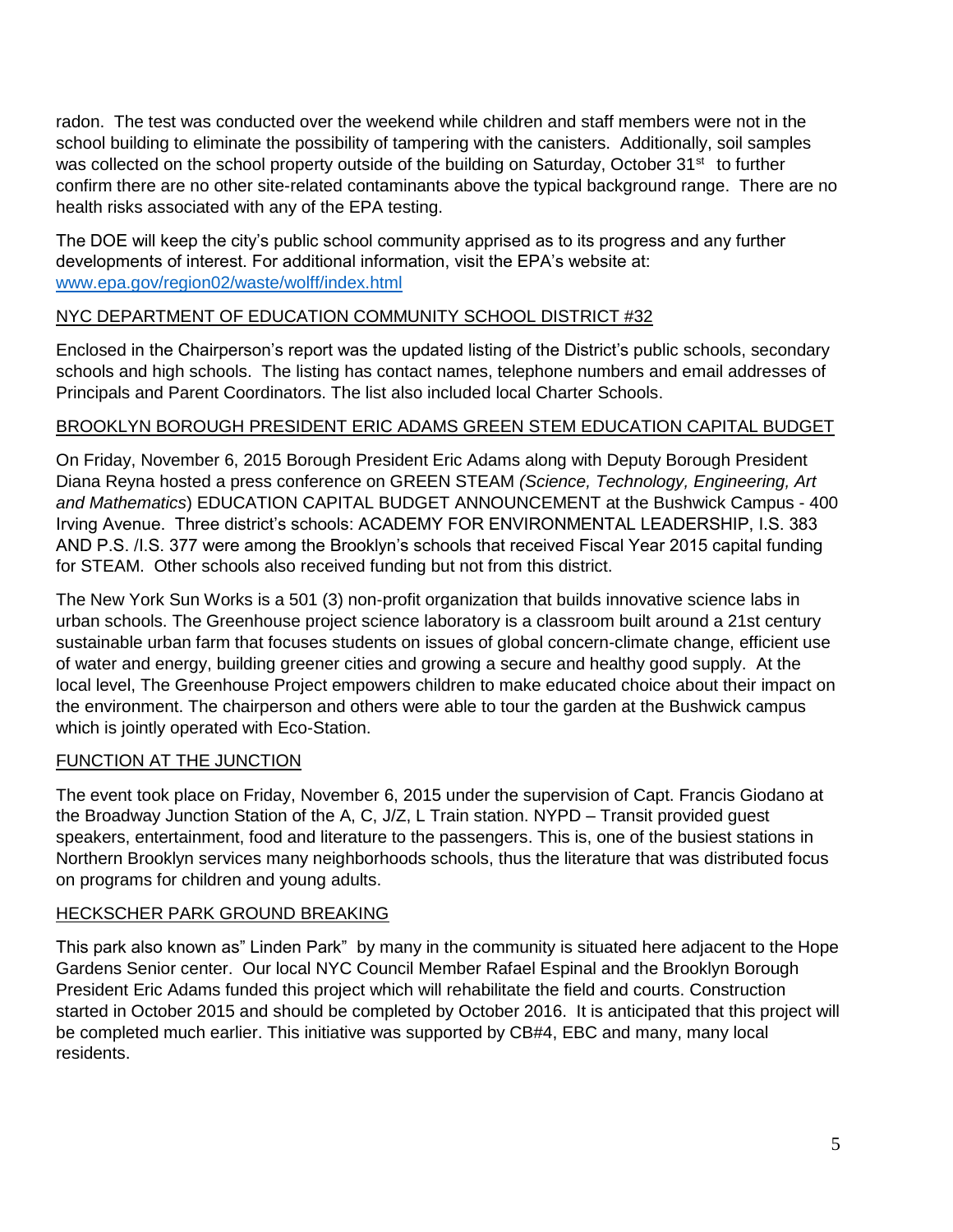radon. The test was conducted over the weekend while children and staff members were not in the school building to eliminate the possibility of tampering with the canisters. Additionally, soil samples was collected on the school property outside of the building on Saturday, October 31st to further confirm there are no other site-related contaminants above the typical background range. There are no health risks associated with any of the EPA testing.

The DOE will keep the city's public school community apprised as to its progress and any further developments of interest. For additional information, visit the EPA's website at: [www.epa.gov/region02/waste/wolff/index.html](www.epa.gov/region02/waste/wolff/index.html)

## NYC DEPARTMENT OF EDUCATION COMMUNITY SCHOOL DISTRICT #32

Enclosed in the Chairperson's report was the updated listing of the District's public schools, secondary schools and high schools. The listing has contact names, telephone numbers and email addresses of Principals and Parent Coordinators. The list also included local Charter Schools.

## BROOKLYN BOROUGH PRESIDENT ERIC ADAMS GREEN STEM EDUCATION CAPITAL BUDGET

On Friday, November 6, 2015 Borough President Eric Adams along with Deputy Borough President Diana Reyna hosted a press conference on GREEN STEAM *(Science, Technology, Engineering, Art and Mathematics*) EDUCATION CAPITAL BUDGET ANNOUNCEMENT at the Bushwick Campus - 400 Irving Avenue. Three district's schools: ACADEMY FOR ENVIRONMENTAL LEADERSHIP, I.S. 383 AND P.S. /I.S. 377 were among the Brooklyn's schools that received Fiscal Year 2015 capital funding for STEAM. Other schools also received funding but not from this district.

The New York Sun Works is a 501 (3) non-profit organization that builds innovative science labs in urban schools. The Greenhouse project science laboratory is a classroom built around a 21st century sustainable urban farm that focuses students on issues of global concern-climate change, efficient use of water and energy, building greener cities and growing a secure and healthy good supply. At the local level, The Greenhouse Project empowers children to make educated choice about their impact on the environment. The chairperson and others were able to tour the garden at the Bushwick campus which is jointly operated with Eco-Station.

## FUNCTION AT THE JUNCTION

The event took place on Friday, November 6, 2015 under the supervision of Capt. Francis Giodano at the Broadway Junction Station of the A, C, J/Z, L Train station. NYPD – Transit provided guest speakers, entertainment, food and literature to the passengers. This is, one of the busiest stations in Northern Brooklyn services many neighborhoods schools, thus the literature that was distributed focus on programs for children and young adults.

## HECKSCHER PARK GROUND BREAKING

This park also known as" Linden Park" by many in the community is situated here adjacent to the Hope Gardens Senior center. Our local NYC Council Member Rafael Espinal and the Brooklyn Borough President Eric Adams funded this project which will rehabilitate the field and courts. Construction started in October 2015 and should be completed by October 2016. It is anticipated that this project will be completed much earlier. This initiative was supported by CB#4, EBC and many, many local residents.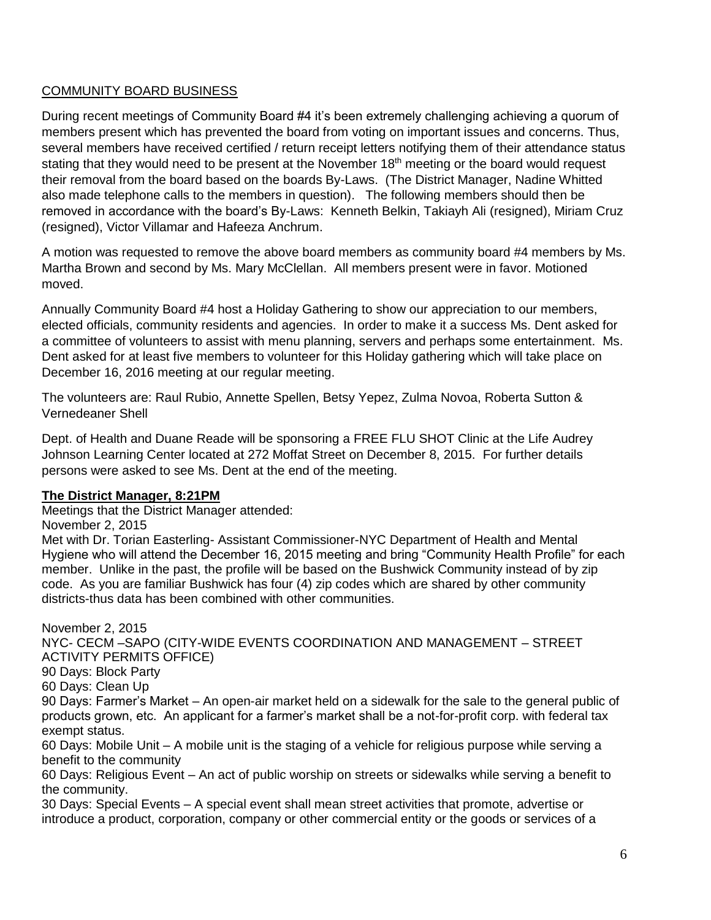<u>COMMUNITY BOARD BUSINESS</u>

During recent meetings of Community Board #4 it's been extremely challenging achieving a quorum of members present which has prevented the board from voting on important issues and concerns. Thus, several members have received certified / return receipt letters notifying them of their attendance status stating that they would need to be present at the November 18th meeting or the board would request their removal from the board based on the boards By-Laws. (The District Manager, Nadine Whitted also made telephone calls to the members in question). The following members should then be removed in accordance with the board's By-Laws: Kenneth Belkin, Takiayh Ali (resigned), Miriam Cruz (resigned), Victor Villamar and Hafeeza Anchrum.

A motion was requested to remove the above board members as community board #4 members by Ms. Martha Brown and second by Ms. Mary McClellan. All members present were in favor. Motioned moved.

Annually Community Board #4 host a Holiday Gathering to show our appreciation to our members, elected officials, community residents and agencies. In order to make it a success Ms. Dent asked for a committee of volunteers to assist with menu planning, servers and perhaps some entertainment. Ms. Dent asked for at least five members to volunteer for this Holiday gathering which will take place on December 16, 2016 meeting at our regular meeting.

The volunteers are: Raul Rubio, Annette Spellen, Betsy Yepez, Zulma Novoa, Roberta Sutton & Vernedeaner Shell

Dept. of Health and Duane Reade will be sponsoring a FREE FLU SHOT Clinic at the Life Audrey Johnson Learning Center located at 272 Moffat Street on December 8, 2015. For further details persons were asked to see Ms. Dent at the end of the meeting.

**<u>The District Manager, 8:21PM</u>**

Meetings that the District Manager attended:
November 2, 2015
Met with Dr. Torian Easterling- Assistant Commissioner-NYC Department of Health and Mental Hygiene who will attend the December 16, 2015 meeting and bring "Community Health Profile" for each member. Unlike in the past, the profile will be based on the Bushwick Community instead of by zip code. As you are familiar Bushwick has four (4) zip codes which are shared by other community districts-thus data has been combined with other communities.

November 2, 2015
NYC- CECM –SAPO (CITY-WIDE EVENTS COORDINATION AND MANAGEMENT – STREET ACTIVITY PERMITS OFFICE)
90 Days: Block Party
60 Days: Clean Up
90 Days: Farmer's Market – An open-air market held on a sidewalk for the sale to the general public of products grown, etc. An applicant for a farmer's market shall be a not-for-profit corp. with federal tax exempt status.
60 Days: Mobile Unit – A mobile unit is the staging of a vehicle for religious purpose while serving a benefit to the community
60 Days: Religious Event – An act of public worship on streets or sidewalks while serving a benefit to the community.
30 Days: Special Events – A special event shall mean street activities that promote, advertise or introduce a product, corporation, company or other commercial entity or the goods or services of a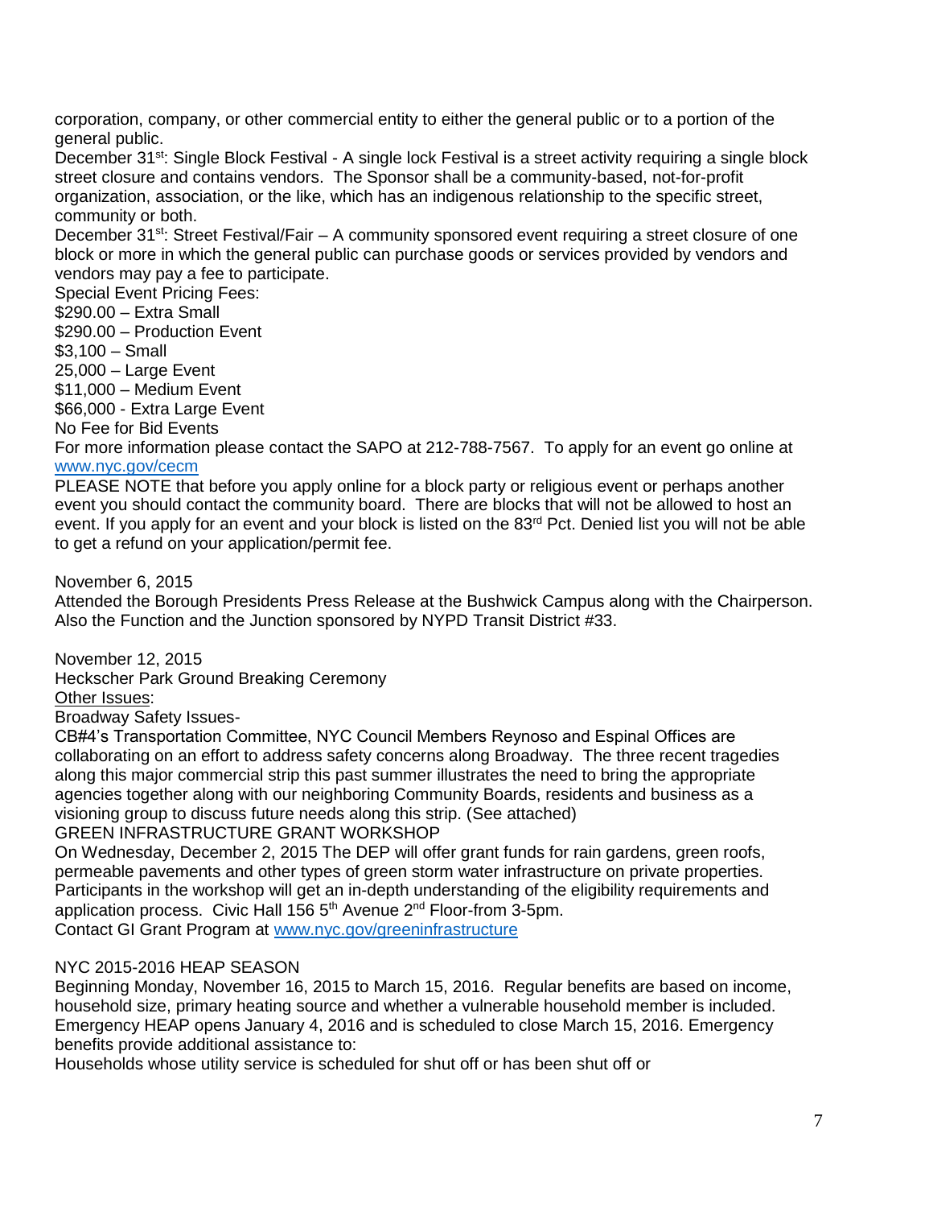corporation, company, or other commercial entity to either the general public or to a portion of the general public.

December 31st: Single Block Festival - A single lock Festival is a street activity requiring a single block street closure and contains vendors. The Sponsor shall be a community-based, not-for-profit organization, association, or the like, which has an indigenous relationship to the specific street, community or both.

December 31st: Street Festival/Fair – A community sponsored event requiring a street closure of one block or more in which the general public can purchase goods or services provided by vendors and vendors may pay a fee to participate.

Special Event Pricing Fees:
$290.00 – Extra Small
$290.00 – Production Event
$3,100 – Small
25,000 – Large Event
$11,000 – Medium Event
$66,000 - Extra Large Event
No Fee for Bid Events

For more information please contact the SAPO at 212-788-7567. To apply for an event go online at www.nyc.gov/cecm

PLEASE NOTE that before you apply online for a block party or religious event or perhaps another event you should contact the community board. There are blocks that will not be allowed to host an event. If you apply for an event and your block is listed on the 83rd Pct. Denied list you will not be able to get a refund on your application/permit fee.

November 6, 2015
Attended the Borough Presidents Press Release at the Bushwick Campus along with the Chairperson. Also the Function and the Junction sponsored by NYPD Transit District #33.

November 12, 2015
Heckscher Park Ground Breaking Ceremony

Other Issues:

Broadway Safety Issues-
CB#4's Transportation Committee, NYC Council Members Reynoso and Espinal Offices are collaborating on an effort to address safety concerns along Broadway. The three recent tragedies along this major commercial strip this past summer illustrates the need to bring the appropriate agencies together along with our neighboring Community Boards, residents and business as a visioning group to discuss future needs along this strip. (See attached)

GREEN INFRASTRUCTURE GRANT WORKSHOP
On Wednesday, December 2, 2015 The DEP will offer grant funds for rain gardens, green roofs, permeable pavements and other types of green storm water infrastructure on private properties. Participants in the workshop will get an in-depth understanding of the eligibility requirements and application process. Civic Hall 156 5th Avenue 2nd Floor-from 3-5pm.
Contact GI Grant Program at www.nyc.gov/greeninfrastructure

NYC 2015-2016 HEAP SEASON
Beginning Monday, November 16, 2015 to March 15, 2016. Regular benefits are based on income, household size, primary heating source and whether a vulnerable household member is included. Emergency HEAP opens January 4, 2016 and is scheduled to close March 15, 2016. Emergency benefits provide additional assistance to:
Households whose utility service is scheduled for shut off or has been shut off or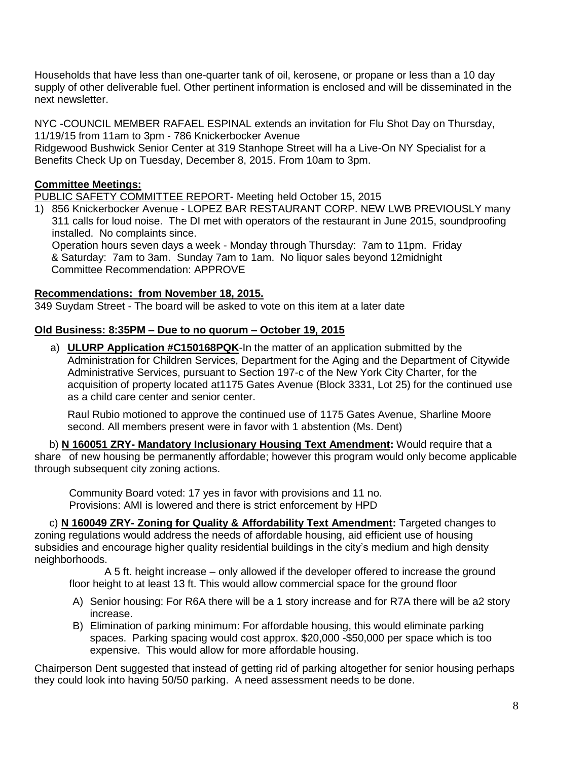Households that have less than one-quarter tank of oil, kerosene, or propane or less than a 10 day supply of other deliverable fuel. Other pertinent information is enclosed and will be disseminated in the next newsletter.

NYC -COUNCIL MEMBER RAFAEL ESPINAL extends an invitation for Flu Shot Day on Thursday, 11/19/15 from 11am to 3pm - 786 Knickerbocker Avenue
Ridgewood Bushwick Senior Center at 319 Stanhope Street will ha a Live-On NY Specialist for a Benefits Check Up on Tuesday, December 8, 2015. From 10am to 3pm.

**Committee Meetings:**

PUBLIC SAFETY COMMITTEE REPORT- Meeting held October 15, 2015

1) 856 Knickerbocker Avenue - LOPEZ BAR RESTAURANT CORP. NEW LWB PREVIOUSLY many 311 calls for loud noise. The DI met with operators of the restaurant in June 2015, soundproofing installed. No complaints since.
   Operation hours seven days a week - Monday through Thursday: 7am to 11pm. Friday & Saturday: 7am to 3am. Sunday 7am to 1am. No liquor sales beyond 12midnight
   Committee Recommendation: APPROVE

**Recommendations: from November 18, 2015.**

349 Suydam Street - The board will be asked to vote on this item at a later date

**Old Business: 8:35PM – Due to no quorum – October 19, 2015**

a) **ULURP Application #C150168PQK**-In the matter of an application submitted by the Administration for Children Services, Department for the Aging and the Department of Citywide Administrative Services, pursuant to Section 197-c of the New York City Charter, for the acquisition of property located at1175 Gates Avenue (Block 3331, Lot 25) for the continued use as a child care center and senior center.

   Raul Rubio motioned to approve the continued use of 1175 Gates Avenue, Sharline Moore second. All members present were in favor with 1 abstention (Ms. Dent)

b) **N 160051 ZRY- Mandatory Inclusionary Housing Text Amendment:** Would require that a share of new housing be permanently affordable; however this program would only become applicable through subsequent city zoning actions.

   Community Board voted: 17 yes in favor with provisions and 11 no.
   Provisions: AMI is lowered and there is strict enforcement by HPD

c) **N 160049 ZRY- Zoning for Quality & Affordability Text Amendment:** Targeted changes to zoning regulations would address the needs of affordable housing, aid efficient use of housing subsidies and encourage higher quality residential buildings in the city's medium and high density neighborhoods.

   A 5 ft. height increase – only allowed if the developer offered to increase the ground floor height to at least 13 ft. This would allow commercial space for the ground floor

   A) Senior housing: For R6A there will be a 1 story increase and for R7A there will be a2 story increase.
   B) Elimination of parking minimum: For affordable housing, this would eliminate parking spaces. Parking spacing would cost approx. $20,000 -$50,000 per space which is too expensive. This would allow for more affordable housing.

Chairperson Dent suggested that instead of getting rid of parking altogether for senior housing perhaps they could look into having 50/50 parking. A need assessment needs to be done.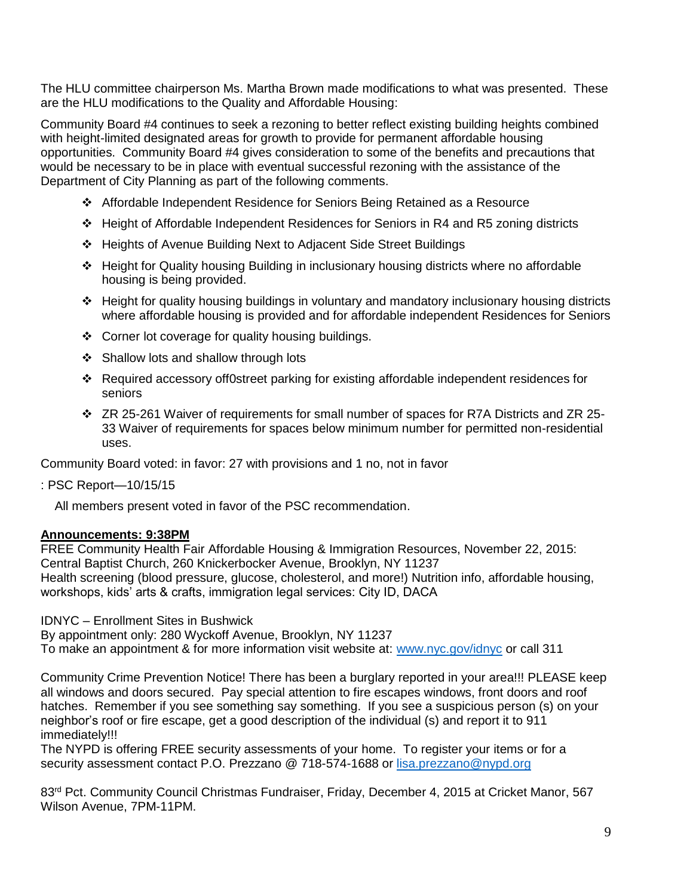The HLU committee chairperson Ms. Martha Brown made modifications to what was presented. These are the HLU modifications to the Quality and Affordable Housing:

Community Board #4 continues to seek a rezoning to better reflect existing building heights combined with height-limited designated areas for growth to provide for permanent affordable housing opportunities. Community Board #4 gives consideration to some of the benefits and precautions that would be necessary to be in place with eventual successful rezoning with the assistance of the Department of City Planning as part of the following comments.

- Affordable Independent Residence for Seniors Being Retained as a Resource
- Height of Affordable Independent Residences for Seniors in R4 and R5 zoning districts
- Heights of Avenue Building Next to Adjacent Side Street Buildings
- Height for Quality housing Building in inclusionary housing districts where no affordable housing is being provided.
- Height for quality housing buildings in voluntary and mandatory inclusionary housing districts where affordable housing is provided and for affordable independent Residences for Seniors
- Corner lot coverage for quality housing buildings.
- Shallow lots and shallow through lots
- Required accessory off0street parking for existing affordable independent residences for seniors
- ZR 25-261 Waiver of requirements for small number of spaces for R7A Districts and ZR 25-33 Waiver of requirements for spaces below minimum number for permitted non-residential uses.

Community Board voted: in favor: 27 with provisions and 1 no, not in favor

: PSC Report—10/15/15

All members present voted in favor of the PSC recommendation.

**Announcements: 9:38PM**

FREE Community Health Fair Affordable Housing & Immigration Resources, November 22, 2015: Central Baptist Church, 260 Knickerbocker Avenue, Brooklyn, NY 11237
Health screening (blood pressure, glucose, cholesterol, and more!) Nutrition info, affordable housing, workshops, kids' arts & crafts, immigration legal services: City ID, DACA

IDNYC – Enrollment Sites in Bushwick
By appointment only: 280 Wyckoff Avenue, Brooklyn, NY 11237
To make an appointment & for more information visit website at: www.nyc.gov/idnyc or call 311

Community Crime Prevention Notice! There has been a burglary reported in your area!!! PLEASE keep all windows and doors secured. Pay special attention to fire escapes windows, front doors and roof hatches. Remember if you see something say something. If you see a suspicious person (s) on your neighbor's roof or fire escape, get a good description of the individual (s) and report it to 911 immediately!!!
The NYPD is offering FREE security assessments of your home. To register your items or for a security assessment contact P.O. Prezzano @ 718-574-1688 or lisa.prezzano@nypd.org

83rd Pct. Community Council Christmas Fundraiser, Friday, December 4, 2015 at Cricket Manor, 567 Wilson Avenue, 7PM-11PM.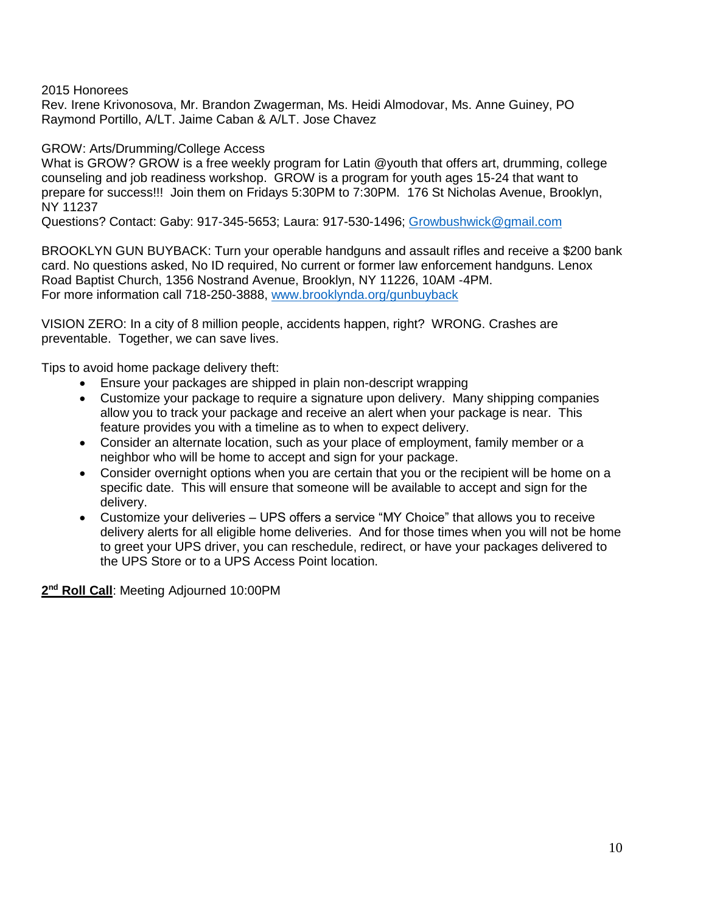2015 Honorees
Rev. Irene Krivonosova, Mr. Brandon Zwagerman, Ms. Heidi Almodovar, Ms. Anne Guiney, PO Raymond Portillo, A/LT. Jaime Caban & A/LT. Jose Chavez

GROW: Arts/Drumming/College Access
What is GROW? GROW is a free weekly program for Latin @youth that offers art, drumming, college counseling and job readiness workshop. GROW is a program for youth ages 15-24 that want to prepare for success!!! Join them on Fridays 5:30PM to 7:30PM. 176 St Nicholas Avenue, Brooklyn, NY 11237
Questions? Contact: Gaby: 917-345-5653; Laura: 917-530-1496; Growbushwick@gmail.com

BROOKLYN GUN BUYBACK: Turn your operable handguns and assault rifles and receive a $200 bank card. No questions asked, No ID required, No current or former law enforcement handguns. Lenox Road Baptist Church, 1356 Nostrand Avenue, Brooklyn, NY 11226, 10AM -4PM.
For more information call 718-250-3888, www.brooklynda.org/gunbuyback

VISION ZERO: In a city of 8 million people, accidents happen, right? WRONG. Crashes are preventable. Together, we can save lives.

Tips to avoid home package delivery theft:

- Ensure your packages are shipped in plain non-descript wrapping
- Customize your package to require a signature upon delivery. Many shipping companies allow you to track your package and receive an alert when your package is near. This feature provides you with a timeline as to when to expect delivery.
- Consider an alternate location, such as your place of employment, family member or a neighbor who will be home to accept and sign for your package.
- Consider overnight options when you are certain that you or the recipient will be home on a specific date. This will ensure that someone will be available to accept and sign for the delivery.
- Customize your deliveries – UPS offers a service "MY Choice" that allows you to receive delivery alerts for all eligible home deliveries. And for those times when you will not be home to greet your UPS driver, you can reschedule, redirect, or have your packages delivered to the UPS Store or to a UPS Access Point location.

**2nd Roll Call**: Meeting Adjourned 10:00PM